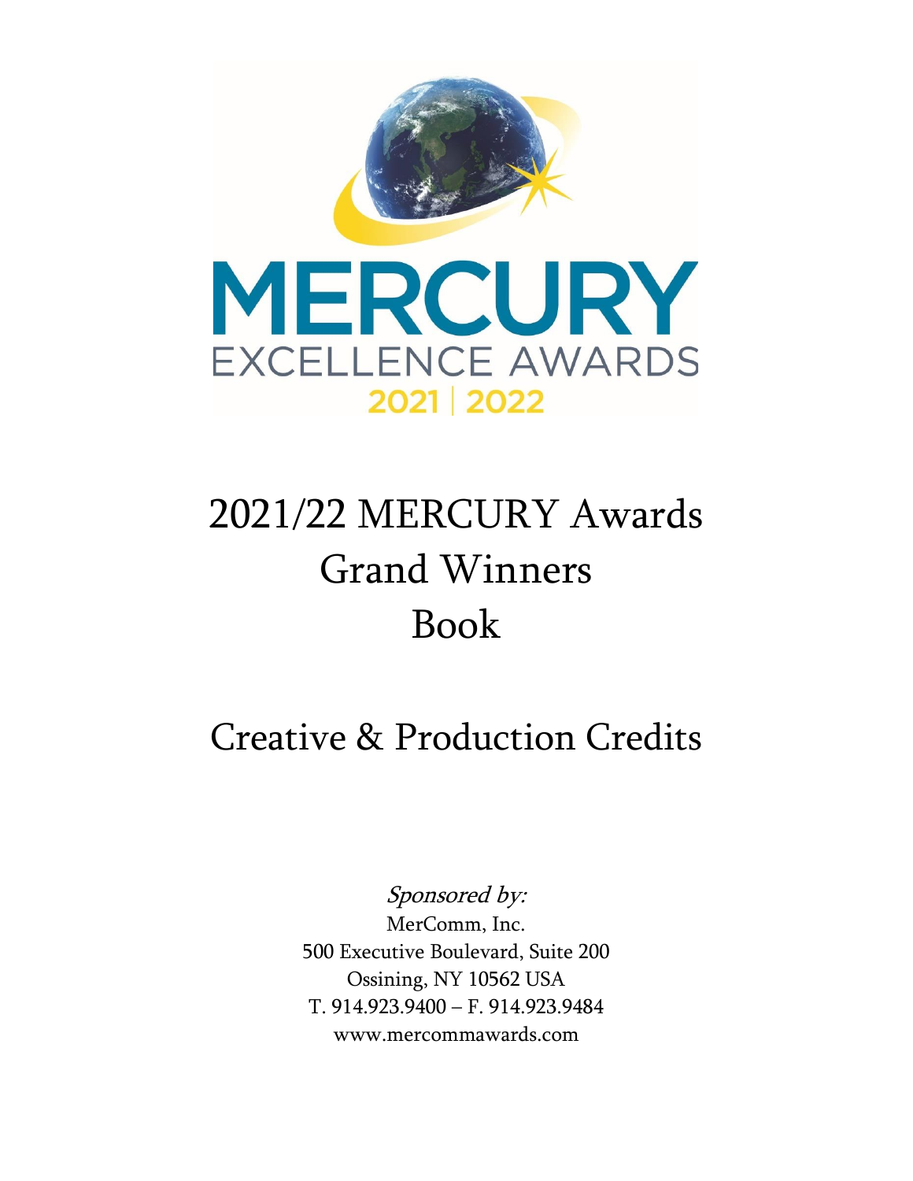MERCURY EXCELLENCE AWARDS

2021 | 2022

# 2021/22 MERCURY Awards Grand Winners Book

## Creative & Production Credits

*Sponsored by:*

MerComm, Inc.
500 Executive Boulevard, Suite 200
Ossining, NY 10562 USA
T. 914.923.9400 – F. 914.923.9484
www.mercommawards.com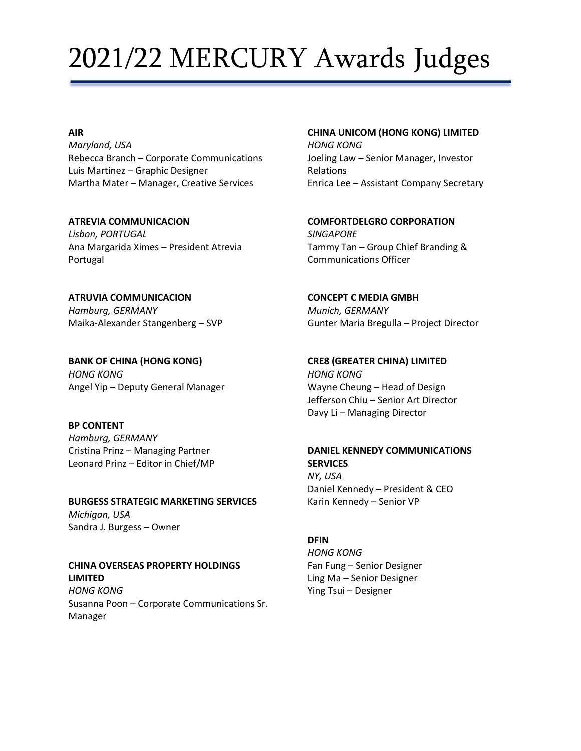# 2021/22 MERCURY Awards Judges

**AIR**
*Maryland, USA*
Rebecca Branch – Corporate Communications
Luis Martinez – Graphic Designer
Martha Mater – Manager, Creative Services

**ATREVIA COMMUNICACION**
*Lisbon, PORTUGAL*
Ana Margarida Ximes – President Atrevia Portugal

**ATRUVIA COMMUNICACION**
*Hamburg, GERMANY*
Maika-Alexander Stangenberg – SVP

**BANK OF CHINA (HONG KONG)**
*HONG KONG*
Angel Yip – Deputy General Manager

**BP CONTENT**
*Hamburg, GERMANY*
Cristina Prinz – Managing Partner
Leonard Prinz – Editor in Chief/MP

**BURGESS STRATEGIC MARKETING SERVICES**
*Michigan, USA*
Sandra J. Burgess – Owner

**CHINA OVERSEAS PROPERTY HOLDINGS LIMITED**
*HONG KONG*
Susanna Poon – Corporate Communications Sr. Manager

**CHINA UNICOM (HONG KONG) LIMITED**
*HONG KONG*
Joeling Law – Senior Manager, Investor Relations
Enrica Lee – Assistant Company Secretary

**COMFORTDELGRO CORPORATION**
*SINGAPORE*
Tammy Tan – Group Chief Branding & Communications Officer

**CONCEPT C MEDIA GMBH**
*Munich, GERMANY*
Gunter Maria Bregulla – Project Director

**CRE8 (GREATER CHINA) LIMITED**
*HONG KONG*
Wayne Cheung – Head of Design
Jefferson Chiu – Senior Art Director
Davy Li – Managing Director

**DANIEL KENNEDY COMMUNICATIONS SERVICES**
*NY, USA*
Daniel Kennedy – President & CEO
Karin Kennedy – Senior VP

**DFIN**
*HONG KONG*
Fan Fung – Senior Designer
Ling Ma – Senior Designer
Ying Tsui – Designer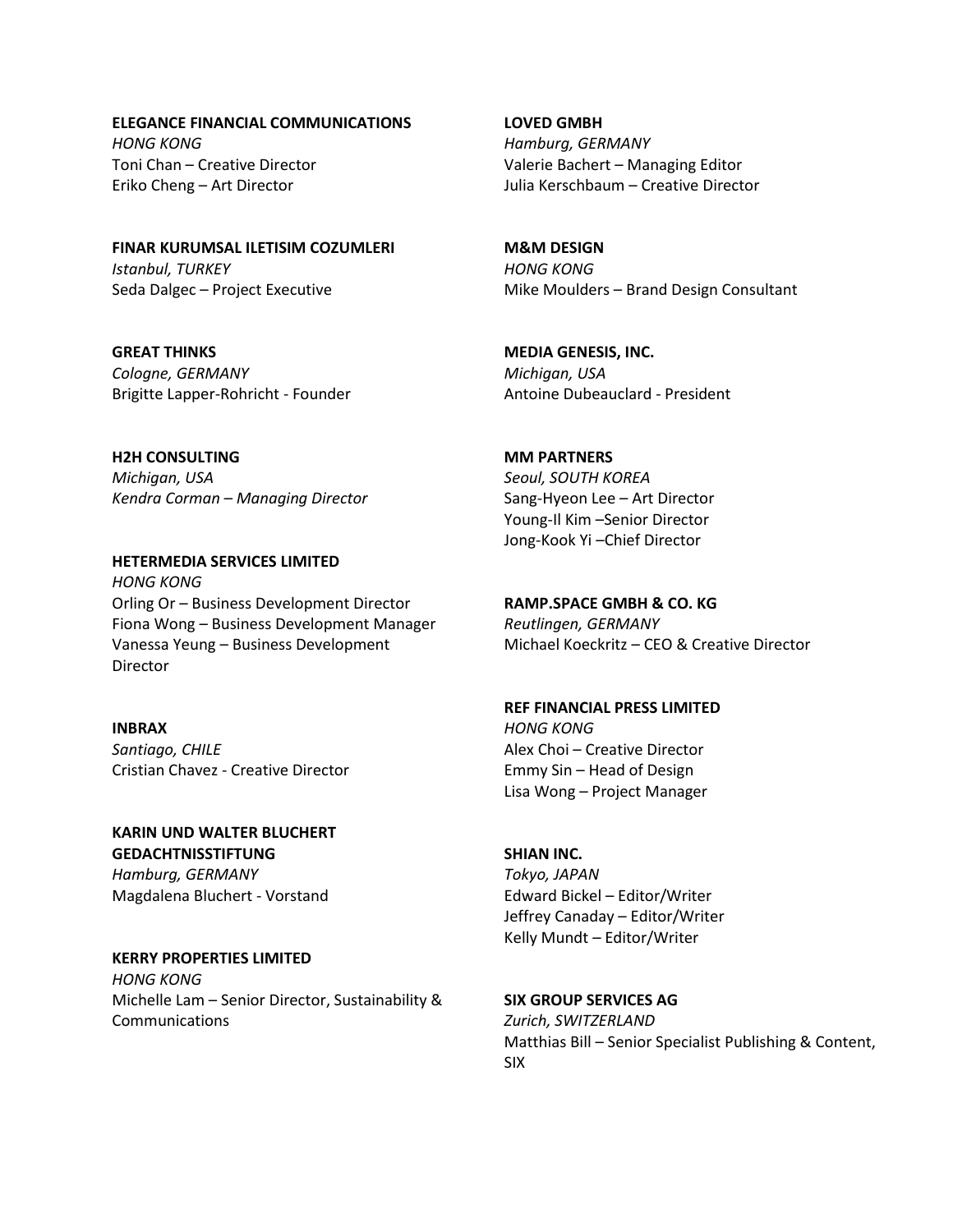**ELEGANCE FINANCIAL COMMUNICATIONS**
*HONG KONG*
Toni Chan – Creative Director
Eriko Cheng – Art Director

**FINAR KURUMSAL ILETISIM COZUMLERI**
*Istanbul, TURKEY*
Seda Dalgec – Project Executive

**GREAT THINKS**
*Cologne, GERMANY*
Brigitte Lapper-Rohricht - Founder

**H2H CONSULTING**
*Michigan, USA*
*Kendra Corman – Managing Director*

**HETERMEDIA SERVICES LIMITED**
*HONG KONG*
Orling Or – Business Development Director
Fiona Wong – Business Development Manager
Vanessa Yeung – Business Development Director

**INBRAX**
*Santiago, CHILE*
Cristian Chavez - Creative Director

**KARIN UND WALTER BLUCHERT GEDACHTNISSTIFTUNG**
*Hamburg, GERMANY*
Magdalena Bluchert - Vorstand

**KERRY PROPERTIES LIMITED**
*HONG KONG*
Michelle Lam – Senior Director, Sustainability & Communications

**LOVED GMBH**
*Hamburg, GERMANY*
Valerie Bachert – Managing Editor
Julia Kerschbaum – Creative Director

**M&M DESIGN**
*HONG KONG*
Mike Moulders – Brand Design Consultant

**MEDIA GENESIS, INC.**
*Michigan, USA*
Antoine Dubeauclard - President

**MM PARTNERS**
*Seoul, SOUTH KOREA*
Sang-Hyeon Lee – Art Director
Young-Il Kim –Senior Director
Jong-Kook Yi –Chief Director

**RAMP.SPACE GMBH & CO. KG**
*Reutlingen, GERMANY*
Michael Koeckritz – CEO & Creative Director

**REF FINANCIAL PRESS LIMITED**
*HONG KONG*
Alex Choi – Creative Director
Emmy Sin – Head of Design
Lisa Wong – Project Manager

**SHIAN INC.**
*Tokyo, JAPAN*
Edward Bickel – Editor/Writer
Jeffrey Canaday – Editor/Writer
Kelly Mundt – Editor/Writer

**SIX GROUP SERVICES AG**
*Zurich, SWITZERLAND*
Matthias Bill – Senior Specialist Publishing & Content, SIX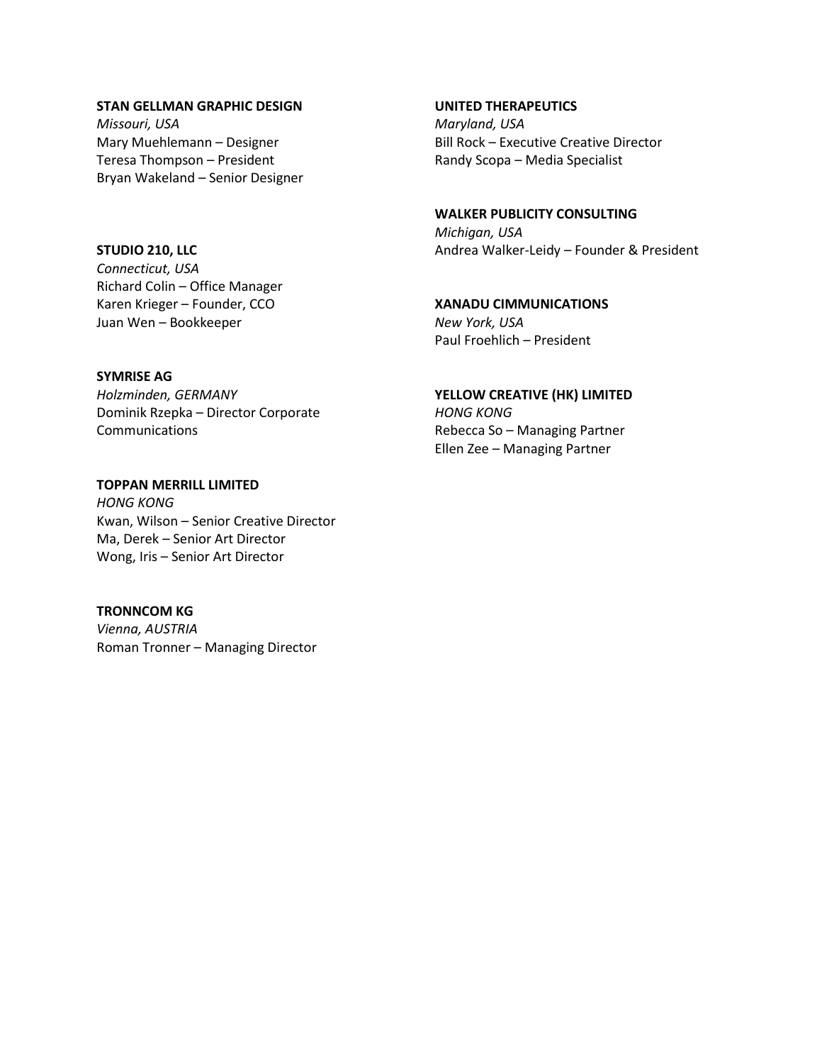**STAN GELLMAN GRAPHIC DESIGN**
*Missouri, USA*
Mary Muehlemann – Designer
Teresa Thompson – President
Bryan Wakeland – Senior Designer

**STUDIO 210, LLC**
*Connecticut, USA*
Richard Colin – Office Manager
Karen Krieger – Founder, CCO
Juan Wen – Bookkeeper

**SYMRISE AG**
*Holzminden, GERMANY*
Dominik Rzepka – Director Corporate Communications

**TOPPAN MERRILL LIMITED**
*HONG KONG*
Kwan, Wilson – Senior Creative Director
Ma, Derek – Senior Art Director
Wong, Iris – Senior Art Director

**TRONNCOM KG**
*Vienna, AUSTRIA*
Roman Tronner – Managing Director

**UNITED THERAPEUTICS**
*Maryland, USA*
Bill Rock – Executive Creative Director
Randy Scopa – Media Specialist

**WALKER PUBLICITY CONSULTING**
*Michigan, USA*
Andrea Walker-Leidy – Founder & President

**XANADU CIMMUNICATIONS**
*New York, USA*
Paul Froehlich – President

**YELLOW CREATIVE (HK) LIMITED**
*HONG KONG*
Rebecca So – Managing Partner
Ellen Zee – Managing Partner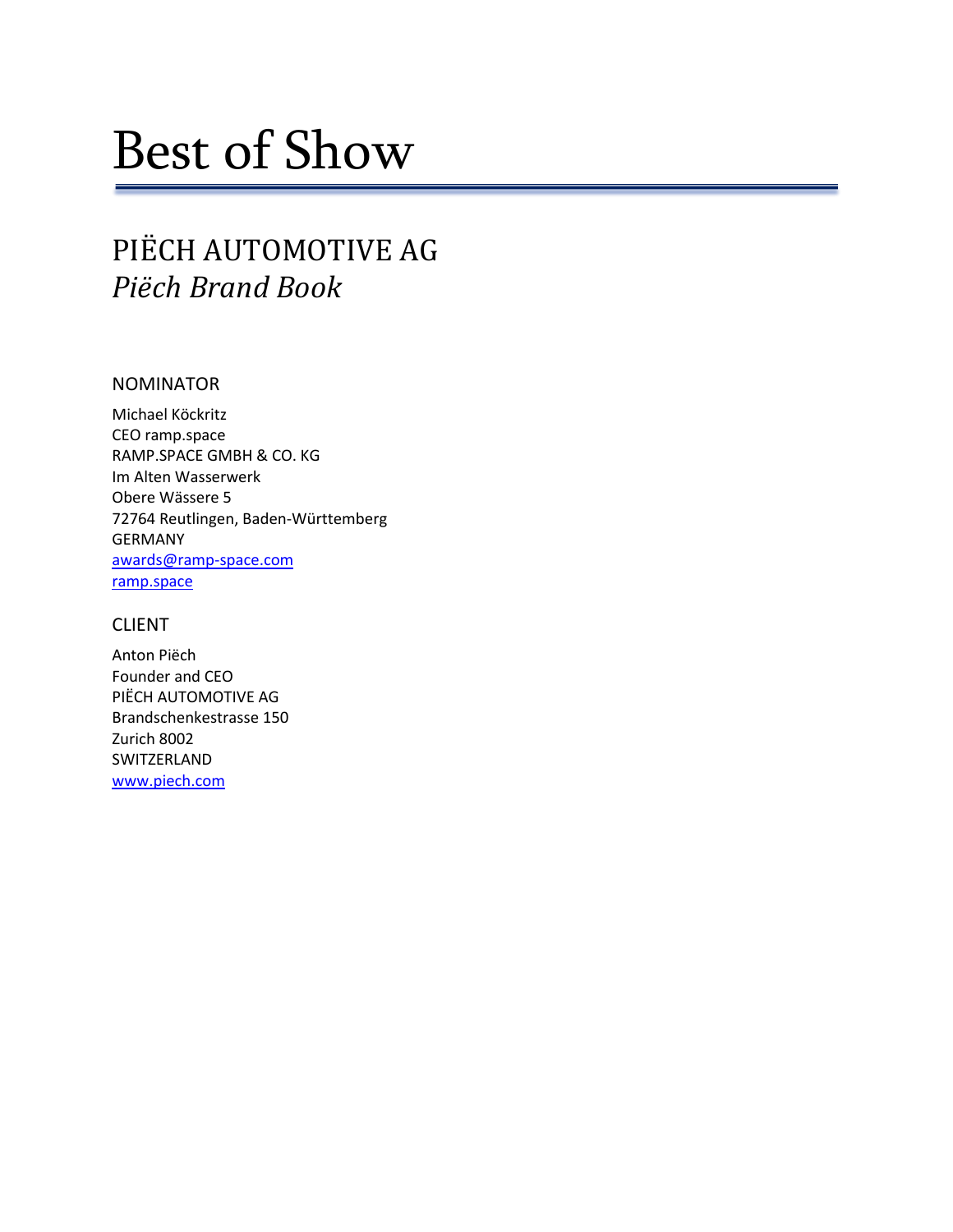# Best of Show

## PIËCH AUTOMOTIVE AG
## *Piëch Brand Book*

### NOMINATOR

Michael Köckritz
CEO ramp.space
RAMP.SPACE GMBH & CO. KG
Im Alten Wasserwerk
Obere Wässere 5
72764 Reutlingen, Baden-Württemberg
GERMANY
awards@ramp-space.com
ramp.space

### CLIENT

Anton Piëch
Founder and CEO
PIËCH AUTOMOTIVE AG
Brandschenkestrasse 150
Zurich 8002
SWITZERLAND
www.piech.com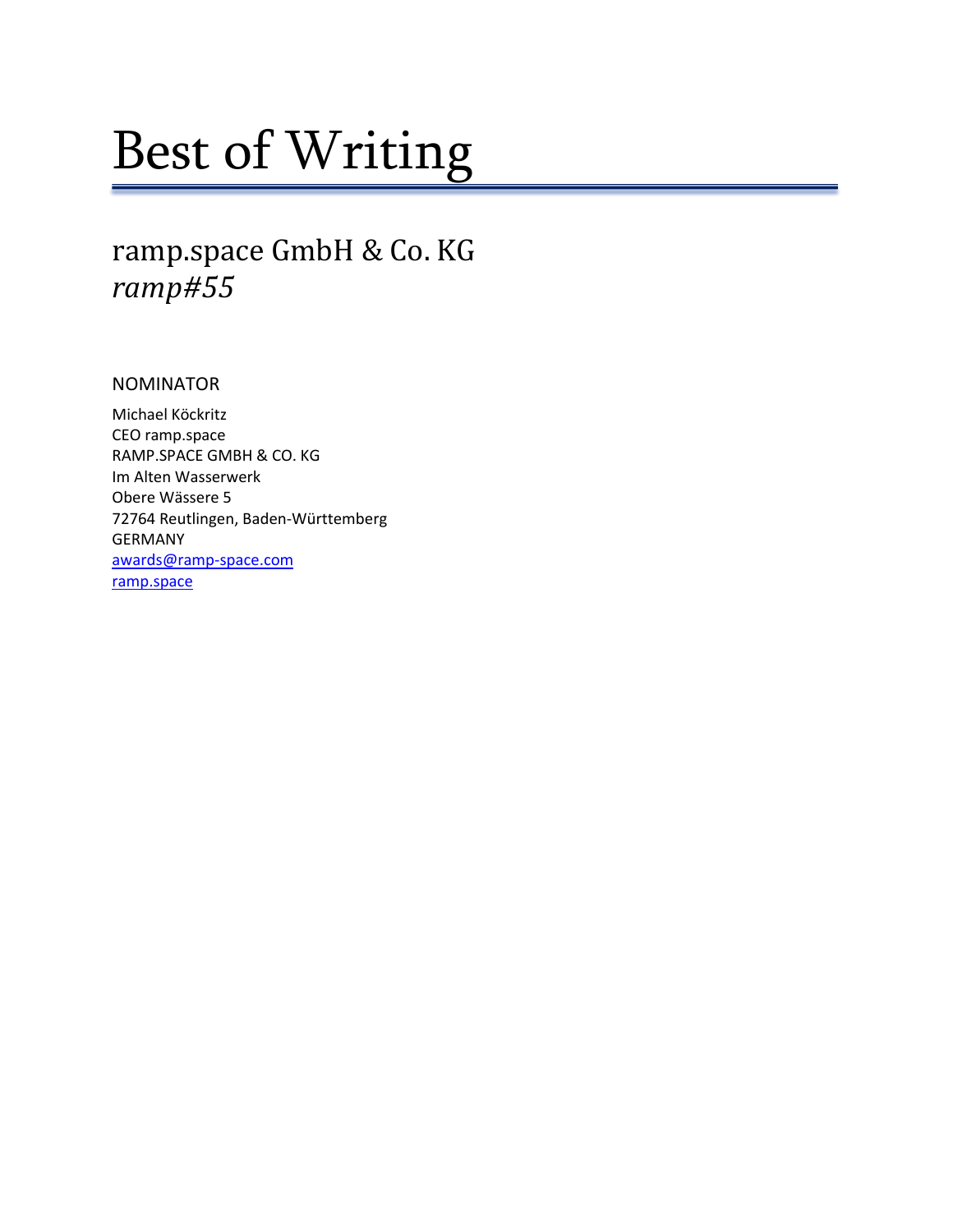# Best of Writing

## ramp.space GmbH & Co. KG
## *ramp#55*

NOMINATOR

Michael Köckritz
CEO ramp.space
RAMP.SPACE GMBH & CO. KG
Im Alten Wasserwerk
Obere Wässere 5
72764 Reutlingen, Baden-Württemberg
GERMANY
[awards@ramp-space.com](mailto:awards@ramp-space.com)
[ramp.space](ramp.space)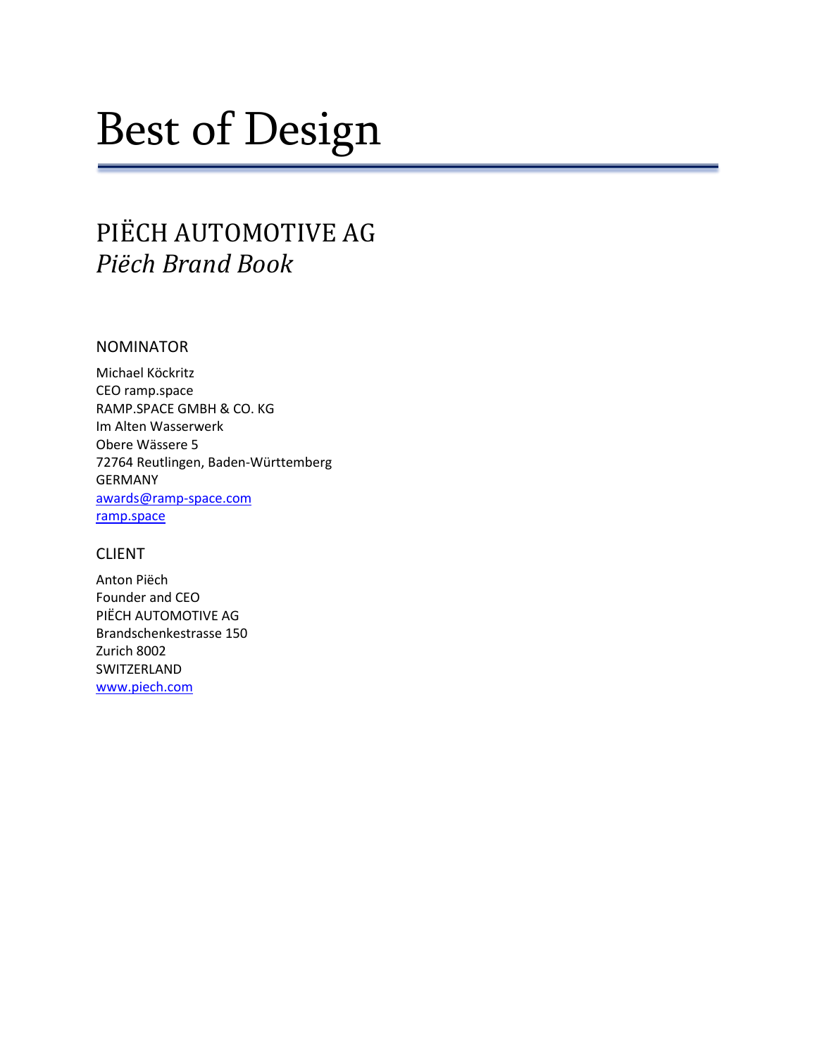# Best of Design

## PIËCH AUTOMOTIVE AG
## *Piëch Brand Book*

### NOMINATOR

Michael Köckritz
CEO ramp.space
RAMP.SPACE GMBH & CO. KG
Im Alten Wasserwerk
Obere Wässere 5
72764 Reutlingen, Baden-Württemberg
GERMANY
awards@ramp-space.com
ramp.space

### CLIENT

Anton Piëch
Founder and CEO
PIËCH AUTOMOTIVE AG
Brandschenkestrasse 150
Zurich 8002
SWITZERLAND
www.piech.com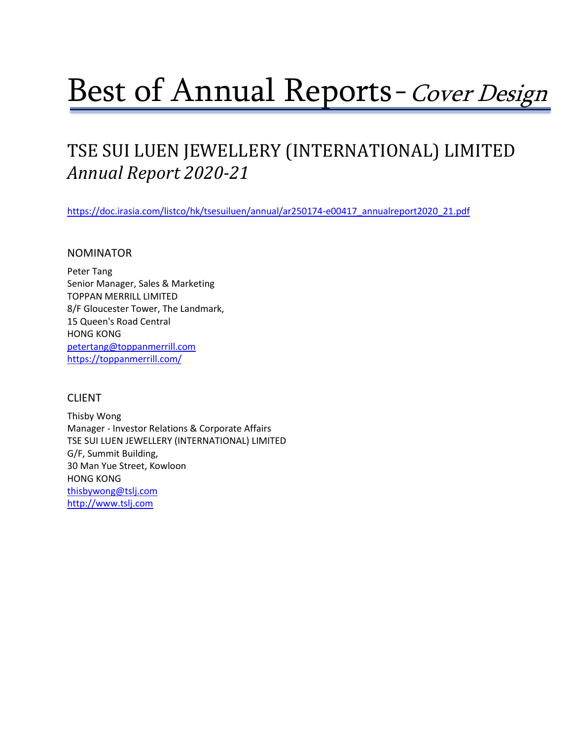# Best of Annual Reports - *Cover Design*

## TSE SUI LUEN JEWELLERY (INTERNATIONAL) LIMITED
## *Annual Report 2020-21*

https://doc.irasia.com/listco/hk/tsesuiluen/annual/ar250174-e00417_annualreport2020_21.pdf

### NOMINATOR

Peter Tang
Senior Manager, Sales & Marketing
TOPPAN MERRILL LIMITED
8/F Gloucester Tower, The Landmark,
15 Queen's Road Central
HONG KONG
petertang@toppanmerrill.com
https://toppanmerrill.com/

### CLIENT

Thisby Wong
Manager - Investor Relations & Corporate Affairs
TSE SUI LUEN JEWELLERY (INTERNATIONAL) LIMITED
G/F, Summit Building,
30 Man Yue Street, Kowloon
HONG KONG
thisbywong@tslj.com
http://www.tslj.com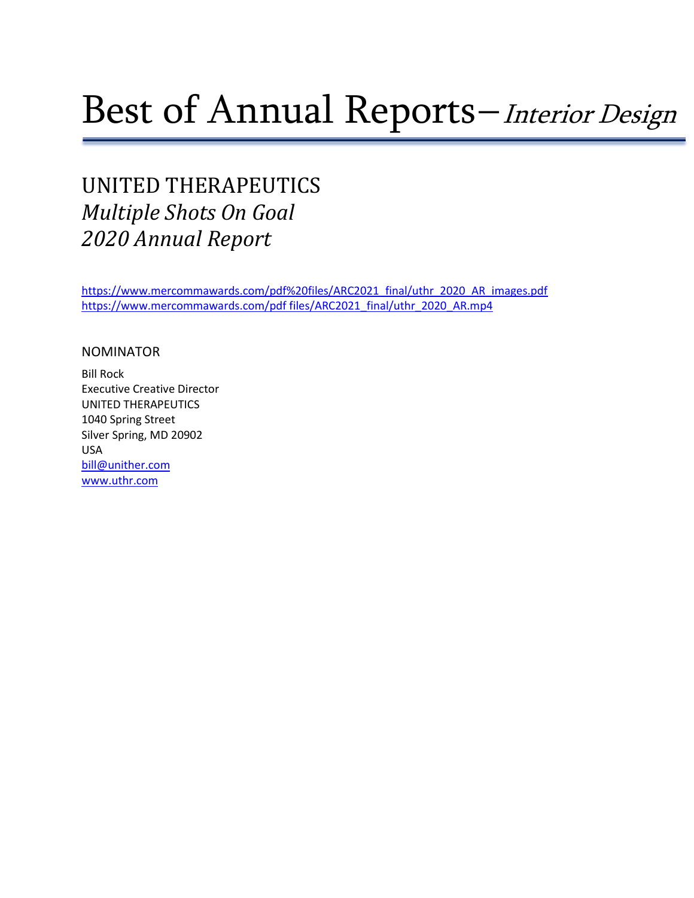# Best of Annual Reports–*Interior Design*

## UNITED THERAPEUTICS
## *Multiple Shots On Goal*
## *2020 Annual Report*

https://www.mercommawards.com/pdf%20files/ARC2021_final/uthr_2020_AR_images.pdf
https://www.mercommawards.com/pdf files/ARC2021_final/uthr_2020_AR.mp4

### NOMINATOR

Bill Rock
Executive Creative Director
UNITED THERAPEUTICS
1040 Spring Street
Silver Spring, MD 20902
USA
bill@unither.com
www.uthr.com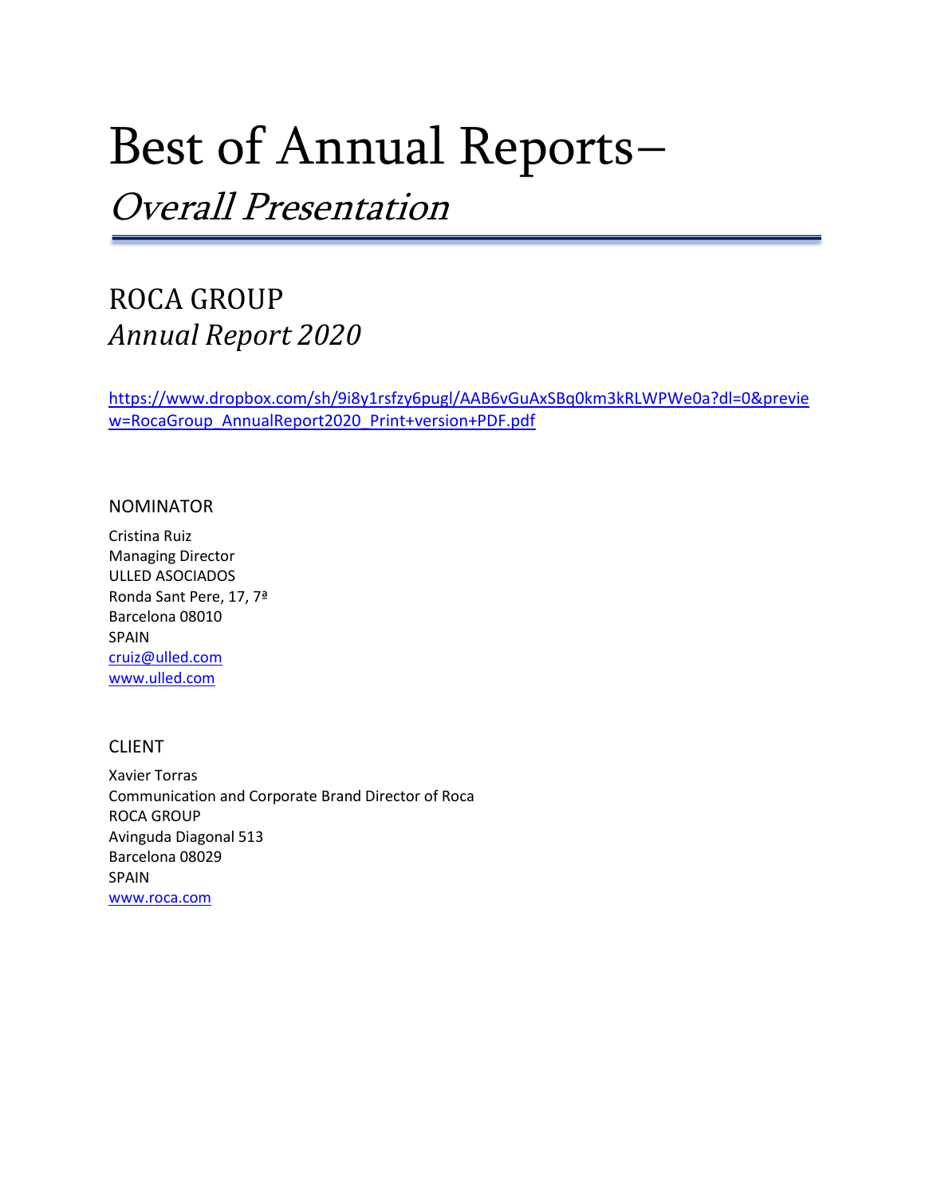# Best of Annual Reports–

## *Overall Presentation*

## ROCA GROUP

### *Annual Report 2020*

https://www.dropbox.com/sh/9i8y1rsfzy6pugl/AAB6vGuAxSBq0km3kRLWPWe0a?dl=0&preview=RocaGroup_AnnualReport2020_Print+version+PDF.pdf

NOMINATOR

Cristina Ruiz
Managing Director
ULLED ASOCIADOS
Ronda Sant Pere, 17, 7ª
Barcelona 08010
SPAIN
cruiz@ulled.com
www.ulled.com

CLIENT

Xavier Torras
Communication and Corporate Brand Director of Roca
ROCA GROUP
Avinguda Diagonal 513
Barcelona 08029
SPAIN
www.roca.com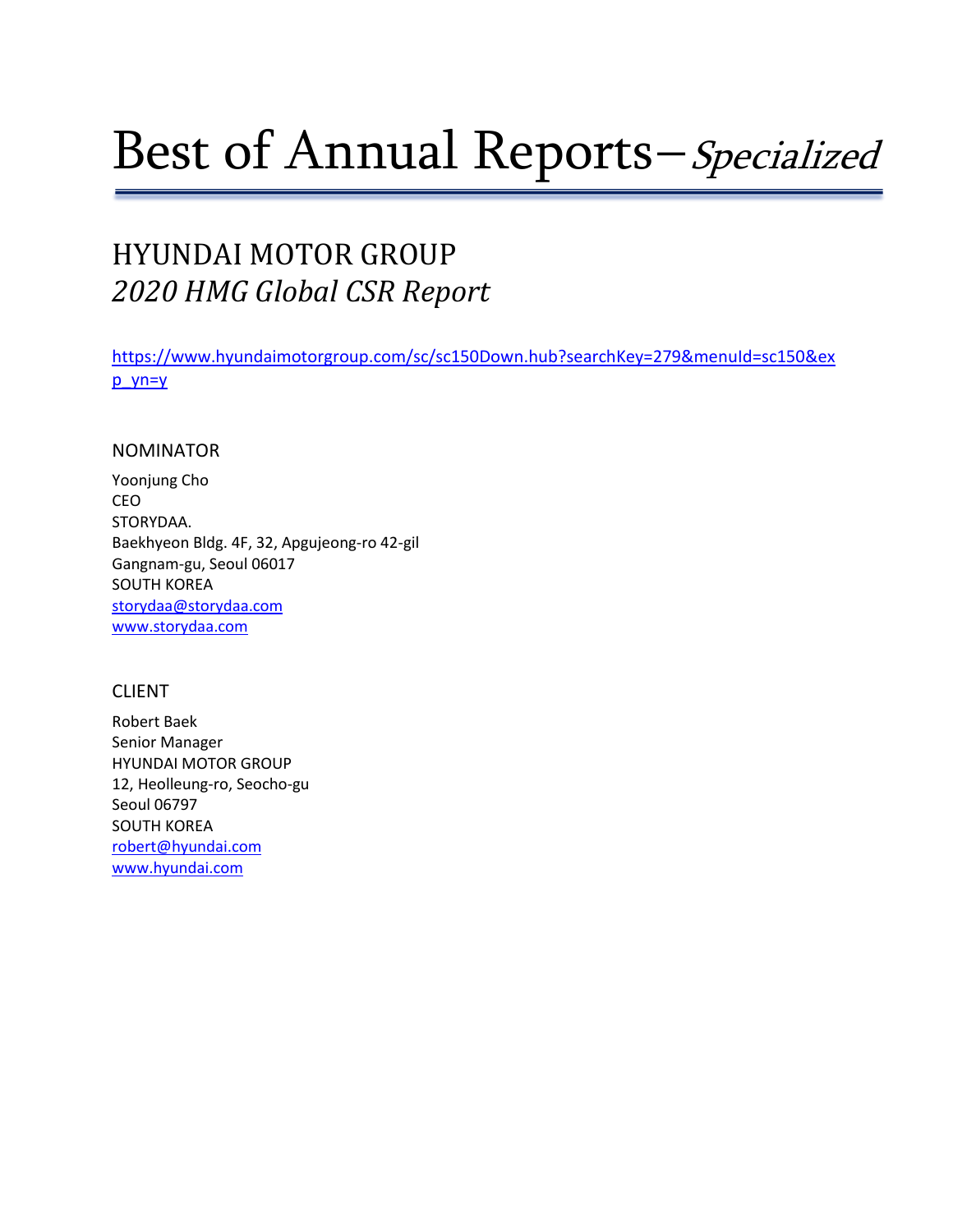# Best of Annual Reports–*Specialized*

## HYUNDAI MOTOR GROUP
## *2020 HMG Global CSR Report*

[https://www.hyundaimotorgroup.com/sc/sc150Down.hub?searchKey=279&menuId=sc150&exp_yn=y](https://www.hyundaimotorgroup.com/sc/sc150Down.hub?searchKey=279&menuId=sc150&exp_yn=y)

### NOMINATOR

Yoonjung Cho
CEO
STORYDAA.
Baekhyeon Bldg. 4F, 32, Apgujeong-ro 42-gil
Gangnam-gu, Seoul 06017
SOUTH KOREA
[storydaa@storydaa.com](mailto:storydaa@storydaa.com)
[www.storydaa.com](http://www.storydaa.com)

### CLIENT

Robert Baek
Senior Manager
HYUNDAI MOTOR GROUP
12, Heolleung-ro, Seocho-gu
Seoul 06797
SOUTH KOREA
[robert@hyundai.com](mailto:robert@hyundai.com)
[www.hyundai.com](http://www.hyundai.com)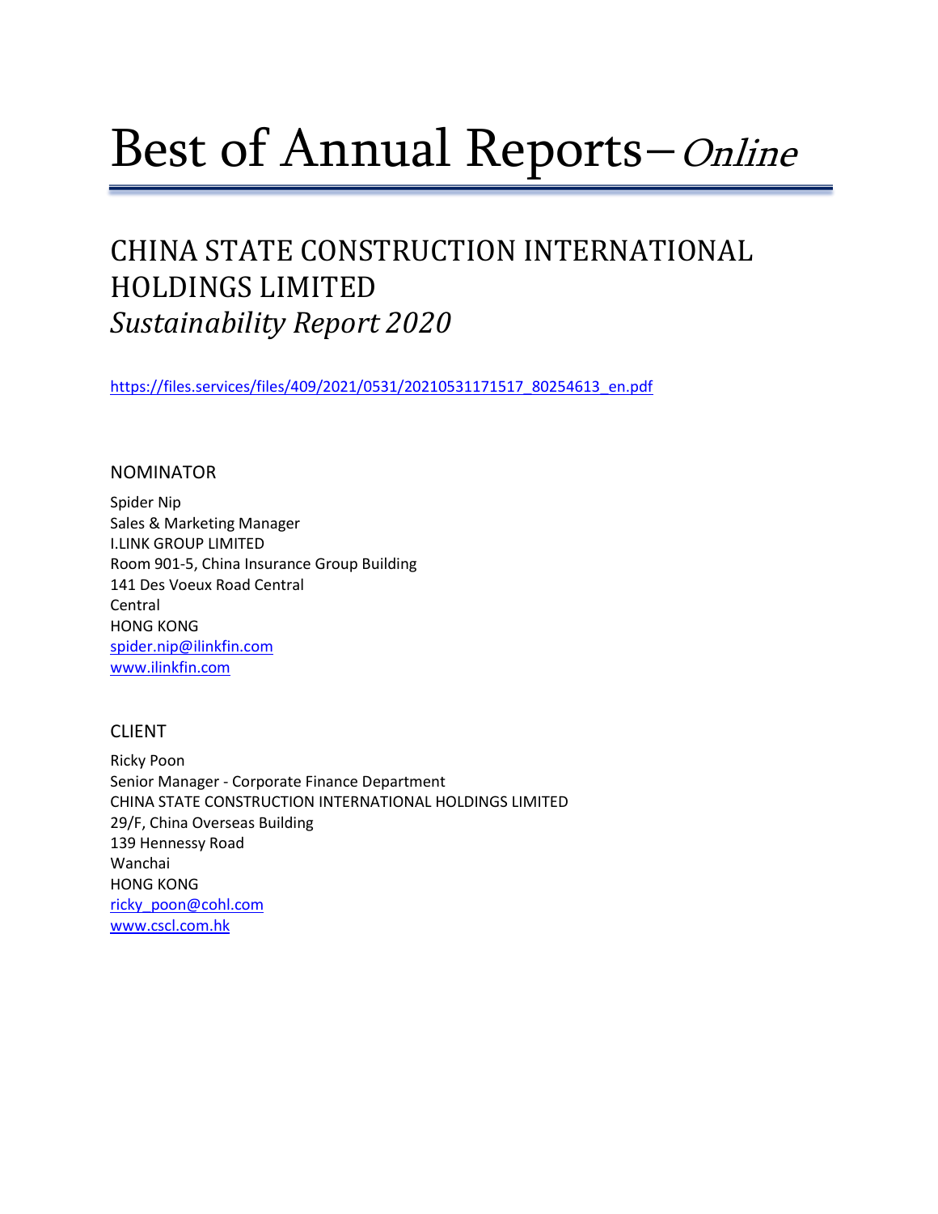# Best of Annual Reports – *Online*

## CHINA STATE CONSTRUCTION INTERNATIONAL HOLDINGS LIMITED
### *Sustainability Report 2020*

https://files.services/files/409/2021/0531/20210531171517_80254613_en.pdf

### NOMINATOR

Spider Nip
Sales & Marketing Manager
I.LINK GROUP LIMITED
Room 901-5, China Insurance Group Building
141 Des Voeux Road Central
Central
HONG KONG
spider.nip@ilinkfin.com
www.ilinkfin.com

### CLIENT

Ricky Poon
Senior Manager - Corporate Finance Department
CHINA STATE CONSTRUCTION INTERNATIONAL HOLDINGS LIMITED
29/F, China Overseas Building
139 Hennessy Road
Wanchai
HONG KONG
ricky_poon@cohl.com
www.cscl.com.hk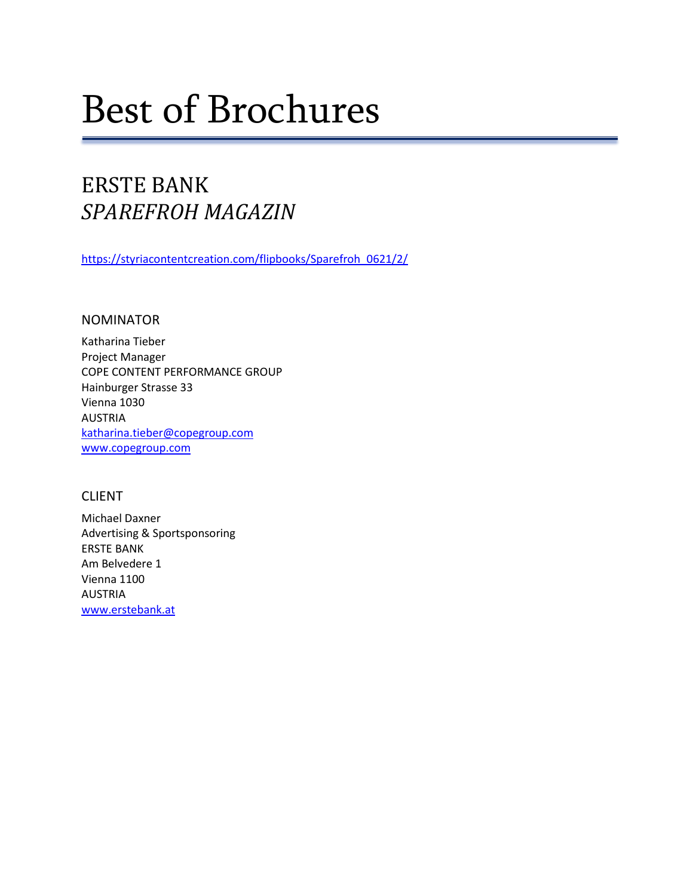# Best of Brochures

## ERSTE BANK
## *SPAREFROH MAGAZIN*

https://styriacontentcreation.com/flipbooks/Sparefroh_0621/2/

### NOMINATOR

Katharina Tieber
Project Manager
COPE CONTENT PERFORMANCE GROUP
Hainburger Strasse 33
Vienna 1030
AUSTRIA
katharina.tieber@copegroup.com
www.copegroup.com

### CLIENT

Michael Daxner
Advertising & Sportsponsoring
ERSTE BANK
Am Belvedere 1
Vienna 1100
AUSTRIA
www.erstebank.at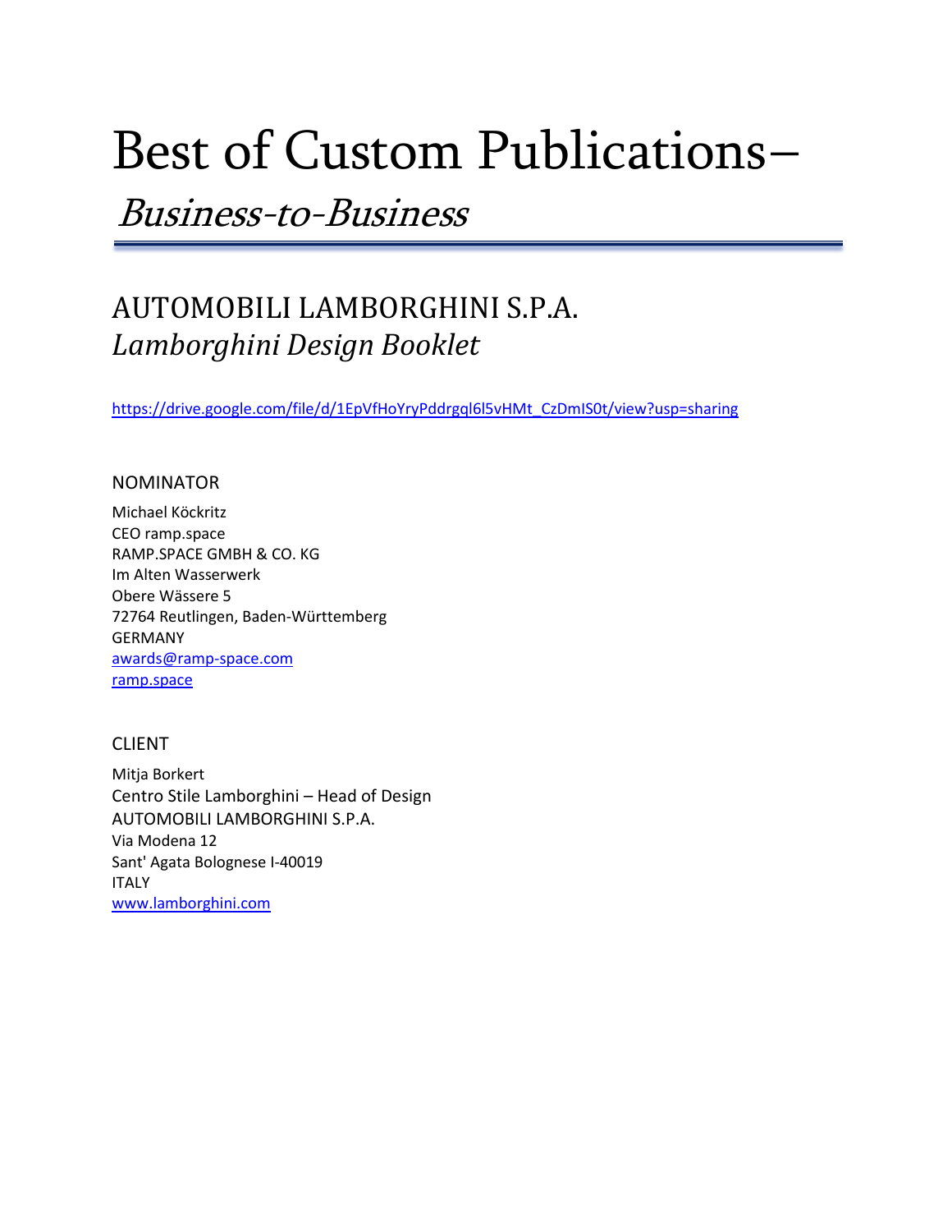# Best of Custom Publications–

*Business-to-Business*

## AUTOMOBILI LAMBORGHINI S.P.A.
*Lamborghini Design Booklet*

https://drive.google.com/file/d/1EpVfHoYryPddrgql6l5vHMt_CzDmIS0t/view?usp=sharing

### NOMINATOR

Michael Köckritz
CEO ramp.space
RAMP.SPACE GMBH & CO. KG
Im Alten Wasserwerk
Obere Wässere 5
72764 Reutlingen, Baden-Württemberg
GERMANY
awards@ramp-space.com
ramp.space

### CLIENT

Mitja Borkert
Centro Stile Lamborghini – Head of Design
AUTOMOBILI LAMBORGHINI S.P.A.
Via Modena 12
Sant' Agata Bolognese I-40019
ITALY
www.lamborghini.com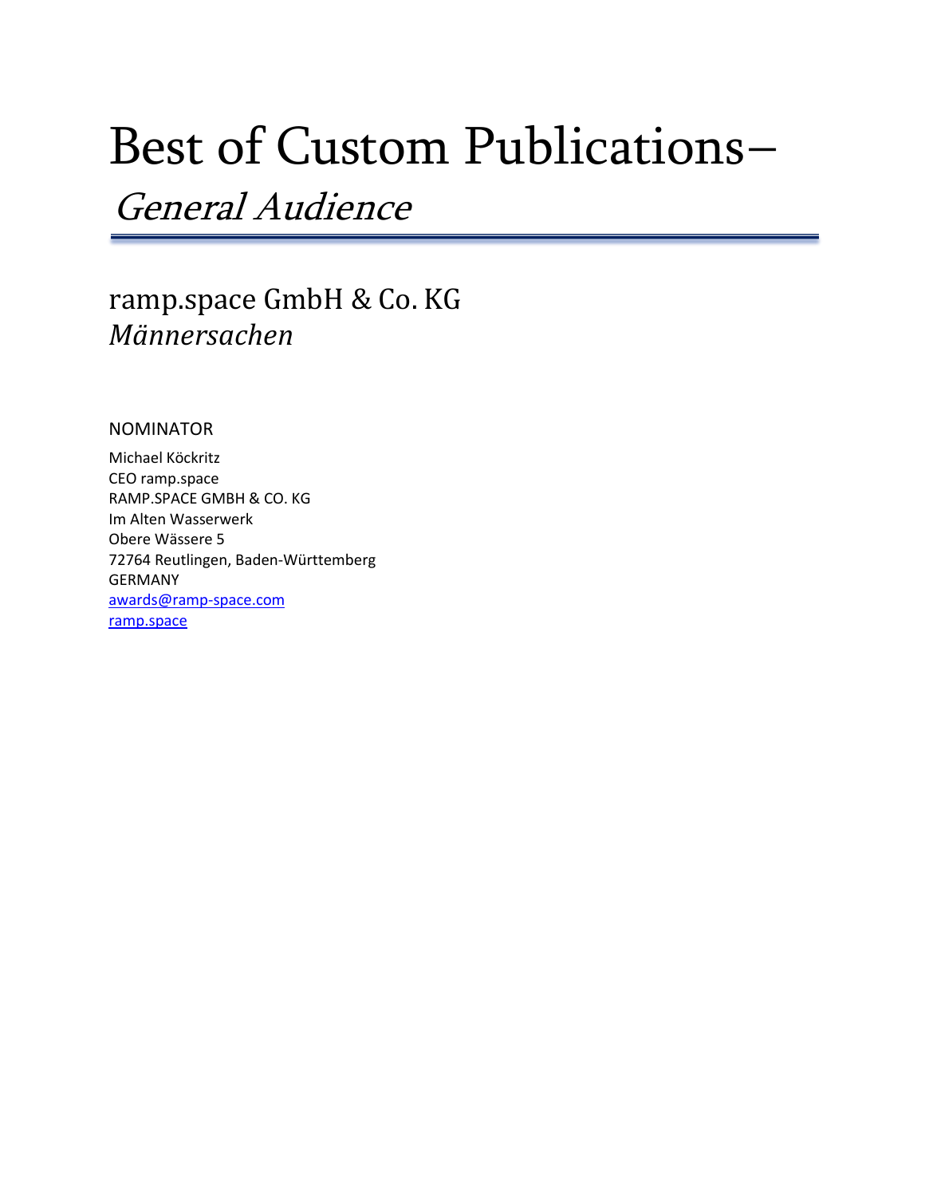# Best of Custom Publications–

## *General Audience*

ramp.space GmbH & Co. KG
*Männersachen*

NOMINATOR

Michael Köckritz
CEO ramp.space
RAMP.SPACE GMBH & CO. KG
Im Alten Wasserwerk
Obere Wässere 5
72764 Reutlingen, Baden-Württemberg
GERMANY
awards@ramp-space.com
ramp.space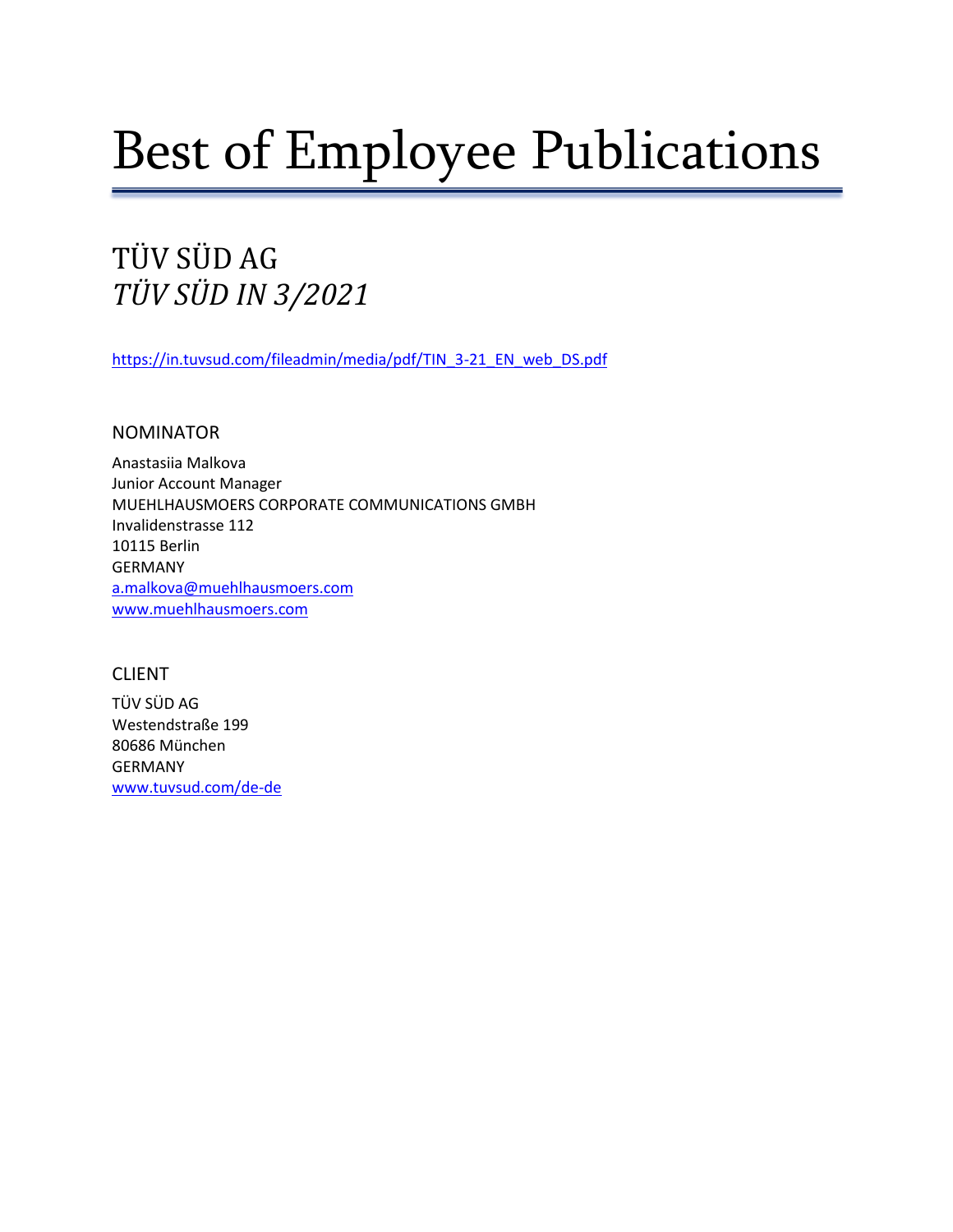# Best of Employee Publications

## TÜV SÜD AG
## *TÜV SÜD IN 3/2021*

https://in.tuvsud.com/fileadmin/media/pdf/TIN_3-21_EN_web_DS.pdf

### NOMINATOR

Anastasiia Malkova
Junior Account Manager
MUEHLHAUSMOERS CORPORATE COMMUNICATIONS GMBH
Invalidenstrasse 112
10115 Berlin
GERMANY
a.malkova@muehlhausmoers.com
www.muehlhausmoers.com

### CLIENT

TÜV SÜD AG
Westendstraße 199
80686 München
GERMANY
www.tuvsud.com/de-de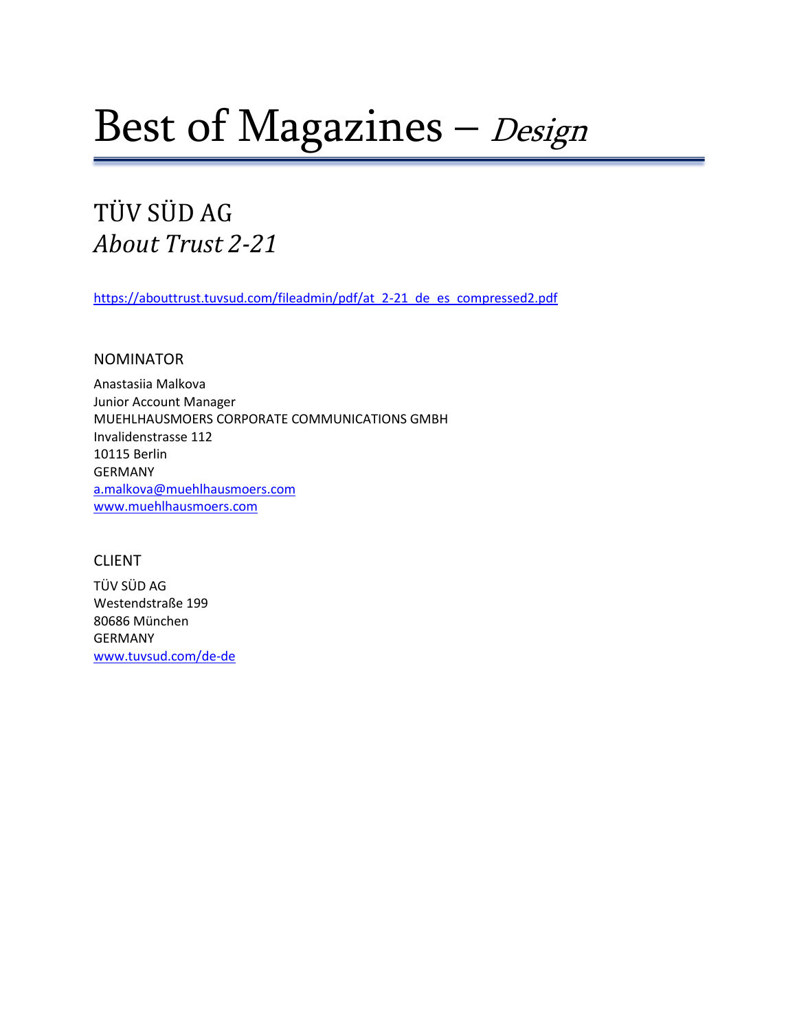# Best of Magazines – *Design*

## TÜV SÜD AG
## *About Trust 2-21*

https://abouttrust.tuvsud.com/fileadmin/pdf/at_2-21_de_es_compressed2.pdf

### NOMINATOR

Anastasiia Malkova
Junior Account Manager
MUEHLHAUSMOERS CORPORATE COMMUNICATIONS GMBH
Invalidenstrasse 112
10115 Berlin
GERMANY
a.malkova@muehlhausmoers.com
www.muehlhausmoers.com

### CLIENT

TÜV SÜD AG
Westendstraße 199
80686 München
GERMANY
www.tuvsud.com/de-de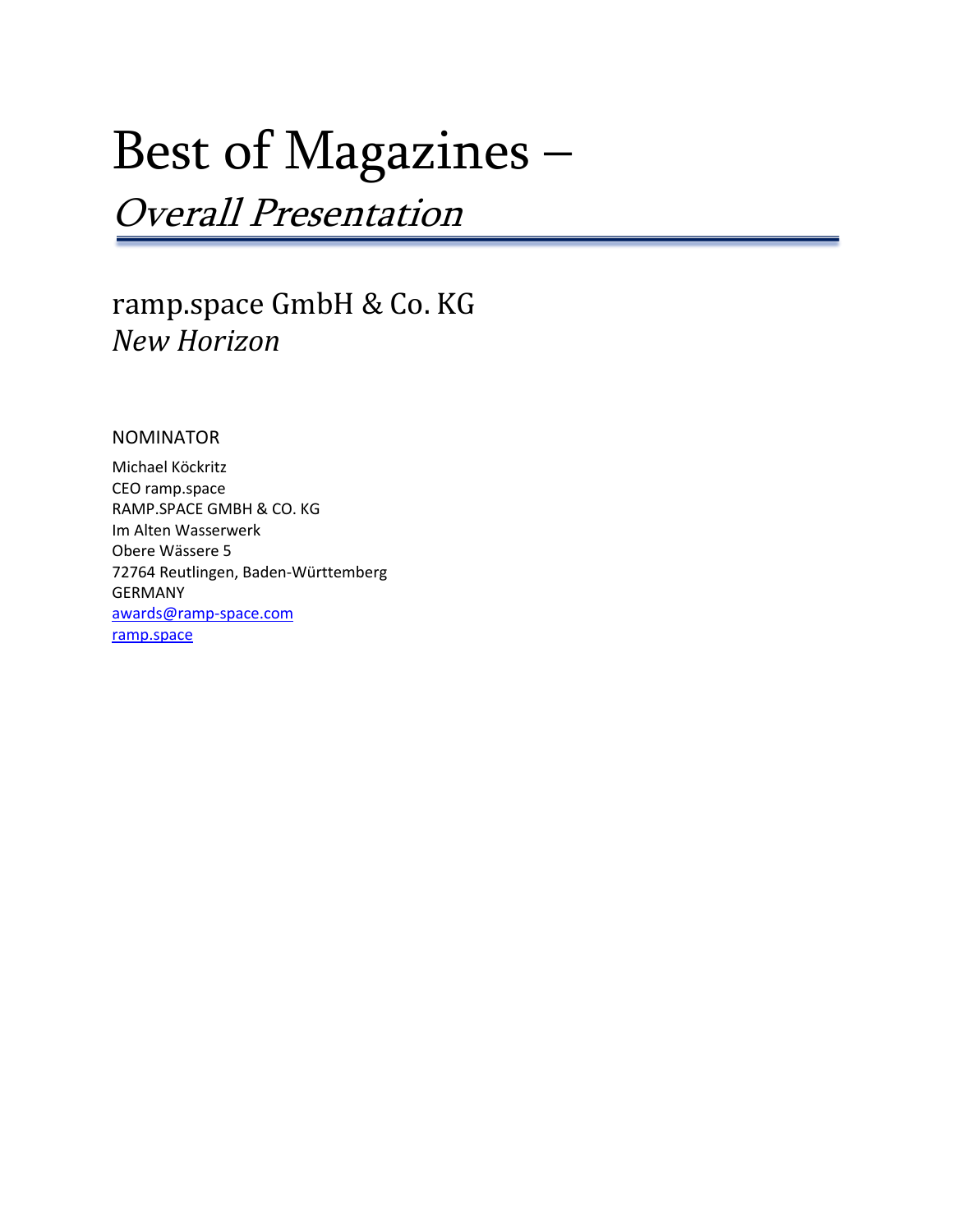# Best of Magazines –

## *Overall Presentation*

---

ramp.space GmbH & Co. KG
*New Horizon*

NOMINATOR

Michael Köckritz
CEO ramp.space
RAMP.SPACE GMBH & CO. KG
Im Alten Wasserwerk
Obere Wässere 5
72764 Reutlingen, Baden-Württemberg
GERMANY
[awards@ramp-space.com](mailto:awards@ramp-space.com)
[ramp.space](https://ramp.space)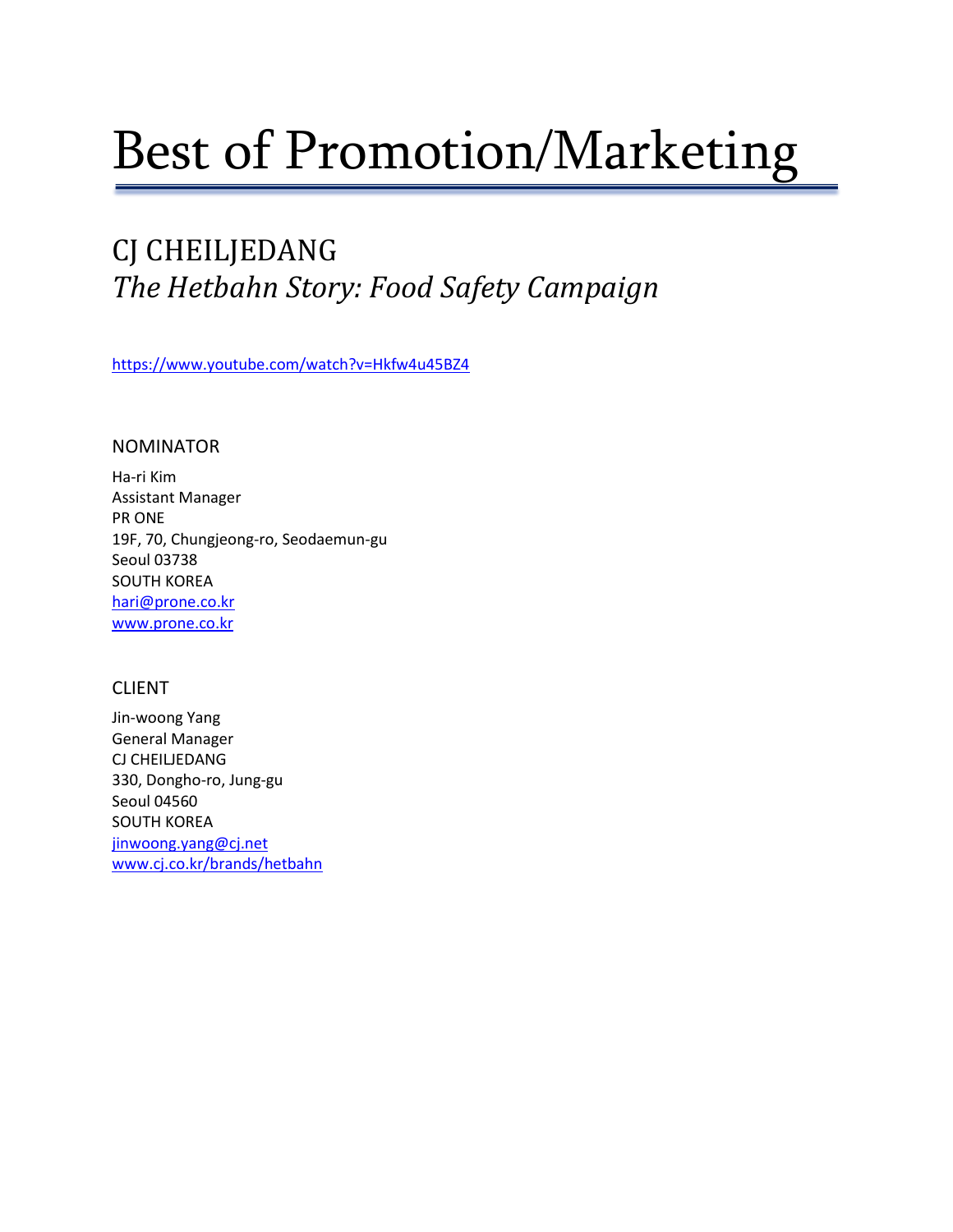# Best of Promotion/Marketing

## CJ CHEILJEDANG
## *The Hetbahn Story: Food Safety Campaign*

https://www.youtube.com/watch?v=Hkfw4u45BZ4

NOMINATOR

Ha-ri Kim
Assistant Manager
PR ONE
19F, 70, Chungjeong-ro, Seodaemun-gu
Seoul 03738
SOUTH KOREA
hari@prone.co.kr
www.prone.co.kr

CLIENT

Jin-woong Yang
General Manager
CJ CHEILJEDANG
330, Dongho-ro, Jung-gu
Seoul 04560
SOUTH KOREA
jinwoong.yang@cj.net
www.cj.co.kr/brands/hetbahn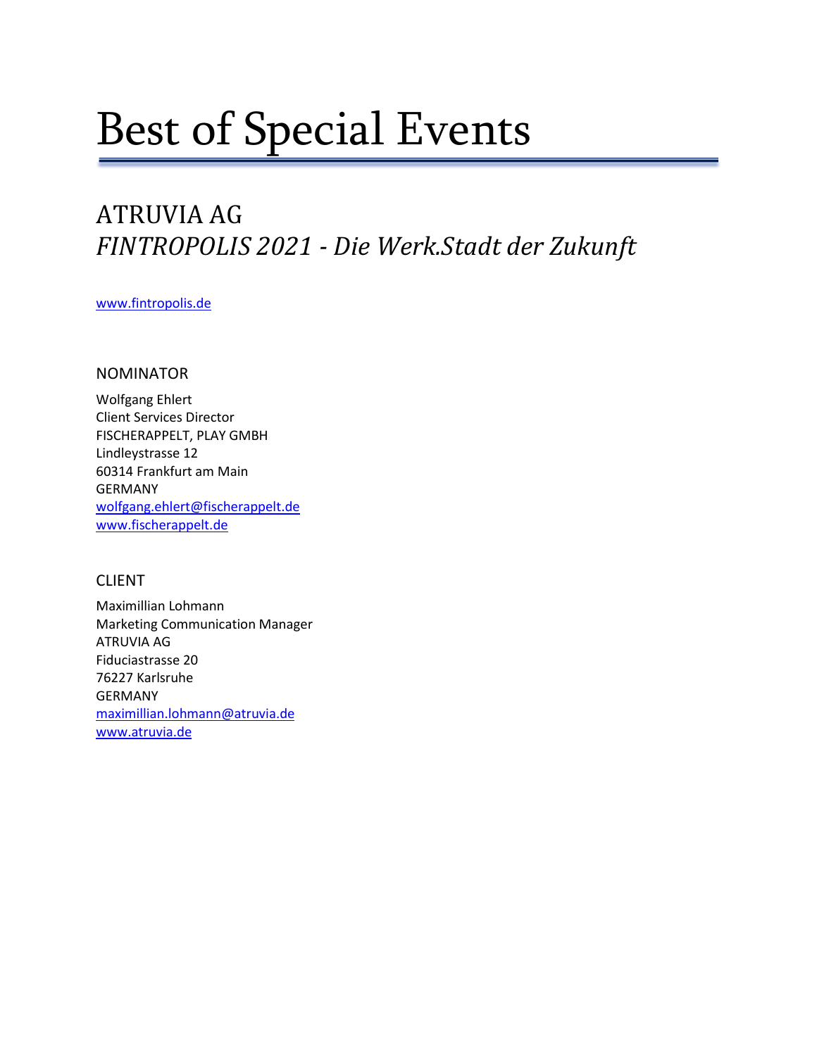# Best of Special Events

## ATRUVIA AG
## *FINTROPOLIS 2021 - Die Werk.Stadt der Zukunft*

www.fintropolis.de

### NOMINATOR

Wolfgang Ehlert
Client Services Director
FISCHERAPPELT, PLAY GMBH
Lindleystrasse 12
60314 Frankfurt am Main
GERMANY
wolfgang.ehlert@fischerappelt.de
www.fischerappelt.de

### CLIENT

Maximillian Lohmann
Marketing Communication Manager
ATRUVIA AG
Fiduciastrasse 20
76227 Karlsruhe
GERMANY
maximillian.lohmann@atruvia.de
www.atruvia.de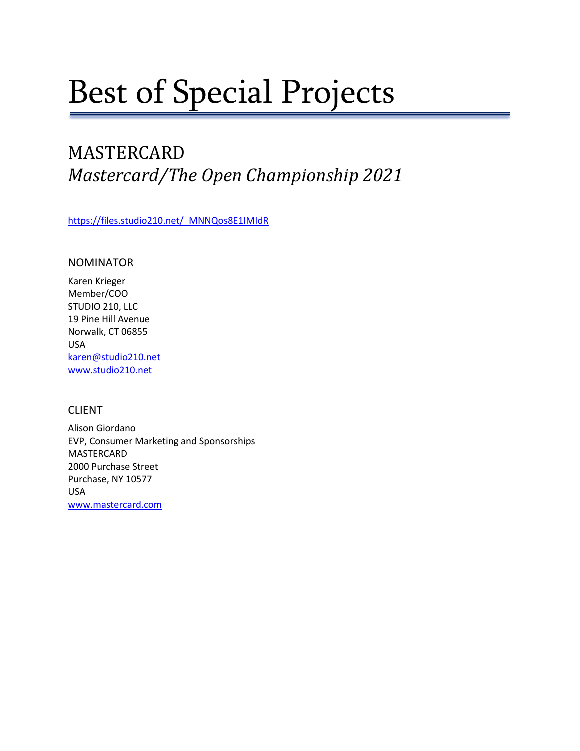# Best of Special Projects

## MASTERCARD
## *Mastercard/The Open Championship 2021*

[https://files.studio210.net/_MNNQos8E1IMIdR](https://files.studio210.net/_MNNQos8E1IMIdR)

### NOMINATOR

Karen Krieger
Member/COO
STUDIO 210, LLC
19 Pine Hill Avenue
Norwalk, CT 06855
USA
[karen@studio210.net](mailto:karen@studio210.net)
[www.studio210.net](http://www.studio210.net)

### CLIENT

Alison Giordano
EVP, Consumer Marketing and Sponsorships
MASTERCARD
2000 Purchase Street
Purchase, NY 10577
USA
[www.mastercard.com](http://www.mastercard.com)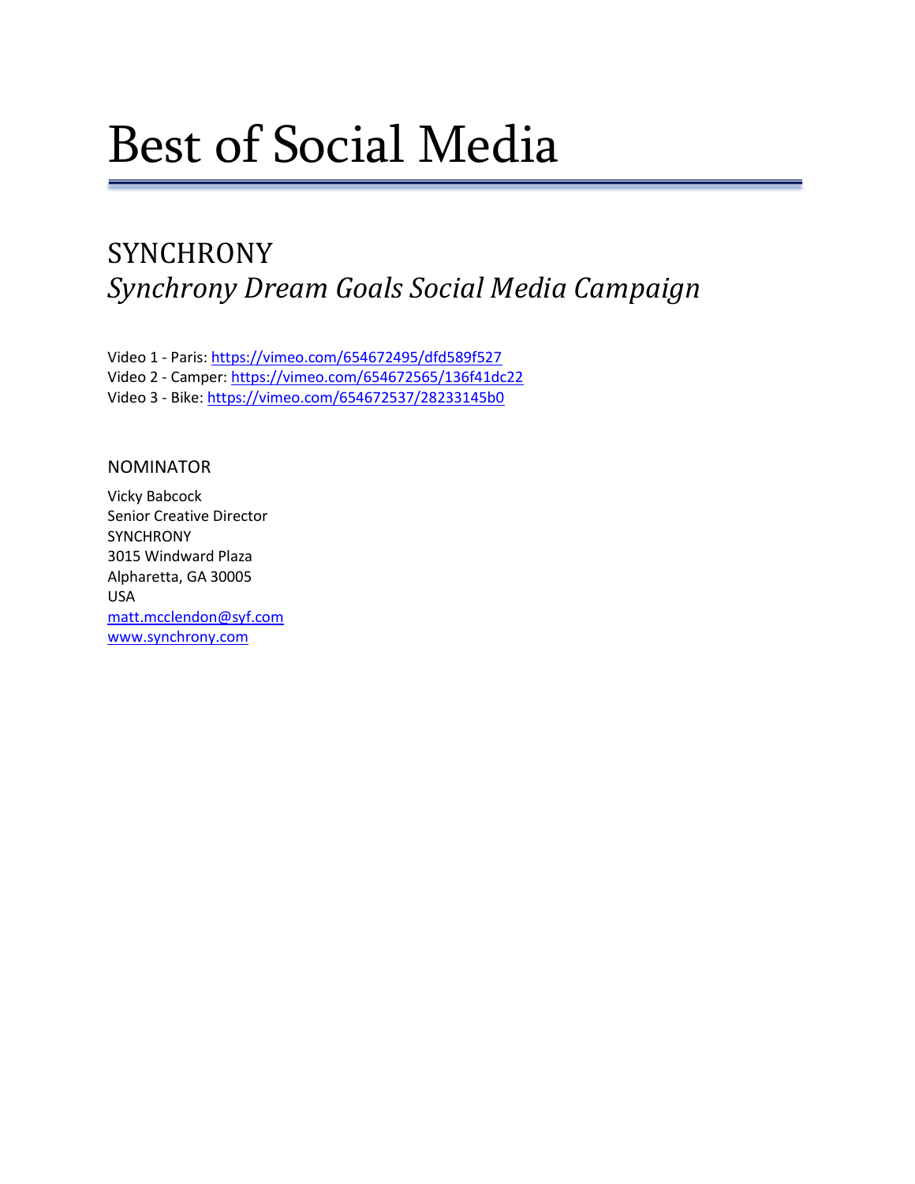# Best of Social Media

## SYNCHRONY

## *Synchrony Dream Goals Social Media Campaign*

Video 1 - Paris: https://vimeo.com/654672495/dfd589f527
Video 2 - Camper: https://vimeo.com/654672565/136f41dc22
Video 3 - Bike: https://vimeo.com/654672537/28233145b0

### NOMINATOR

Vicky Babcock
Senior Creative Director
SYNCHRONY
3015 Windward Plaza
Alpharetta, GA 30005
USA
matt.mcclendon@syf.com
www.synchrony.com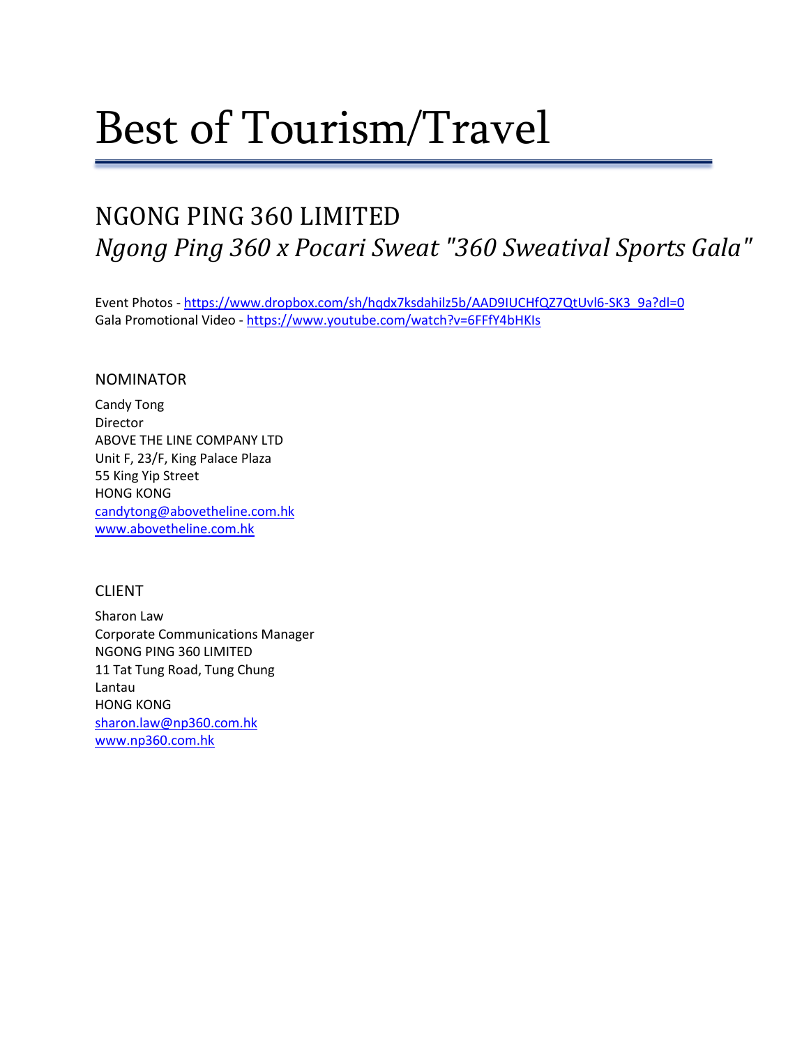# Best of Tourism/Travel

## NGONG PING 360 LIMITED

## *Ngong Ping 360 x Pocari Sweat "360 Sweatival Sports Gala"*

Event Photos - https://www.dropbox.com/sh/hqdx7ksdahilz5b/AAD9IUCHfQZ7QtUvl6-SK3_9a?dl=0
Gala Promotional Video - https://www.youtube.com/watch?v=6FFfY4bHKIs

### NOMINATOR

Candy Tong
Director
ABOVE THE LINE COMPANY LTD
Unit F, 23/F, King Palace Plaza
55 King Yip Street
HONG KONG
candytong@abovetheline.com.hk
www.abovetheline.com.hk

### CLIENT

Sharon Law
Corporate Communications Manager
NGONG PING 360 LIMITED
11 Tat Tung Road, Tung Chung
Lantau
HONG KONG
sharon.law@np360.com.hk
www.np360.com.hk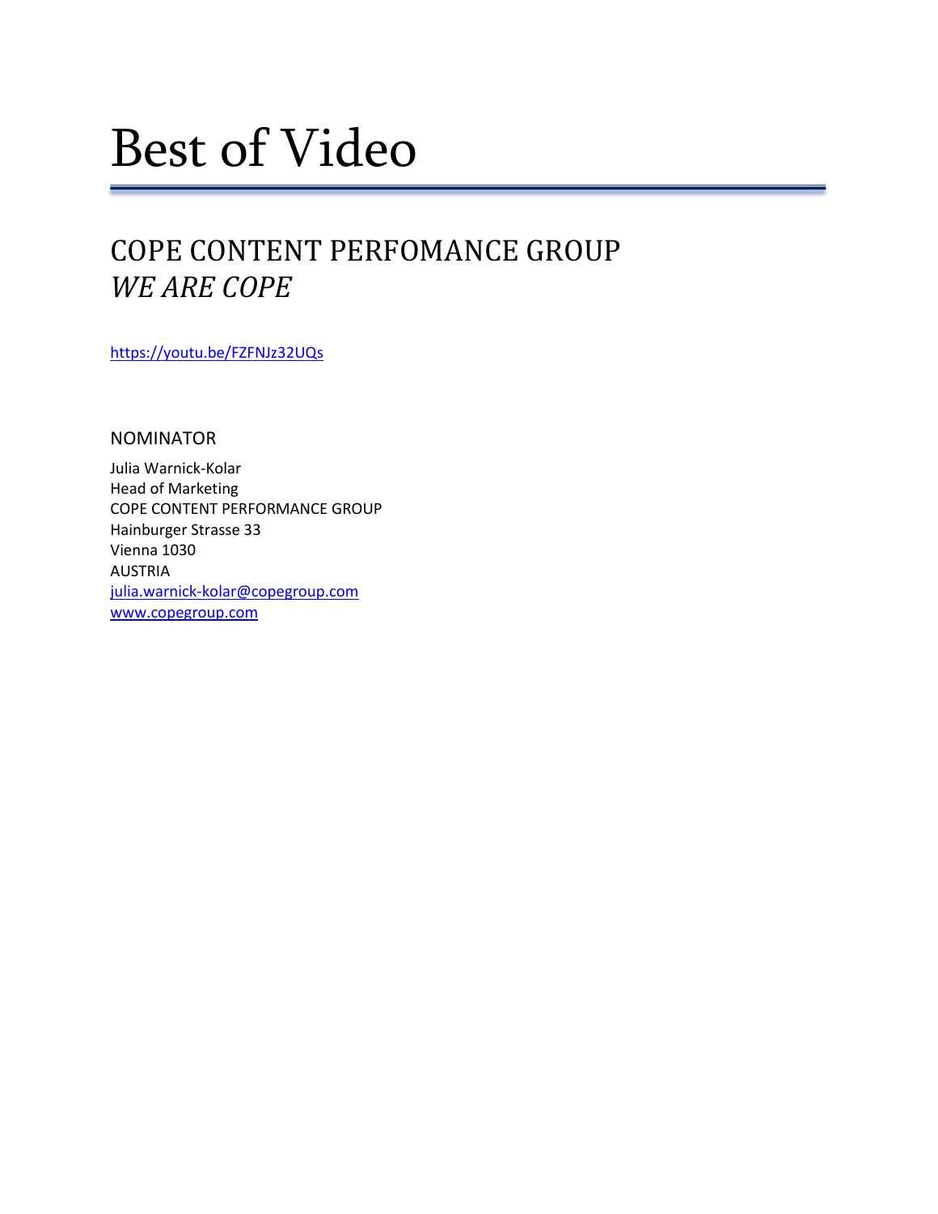# Best of Video

## COPE CONTENT PERFOMANCE GROUP
## *WE ARE COPE*

https://youtu.be/FZFNJz32UQs

NOMINATOR

Julia Warnick-Kolar
Head of Marketing
COPE CONTENT PERFORMANCE GROUP
Hainburger Strasse 33
Vienna 1030
AUSTRIA
julia.warnick-kolar@copegroup.com
www.copegroup.com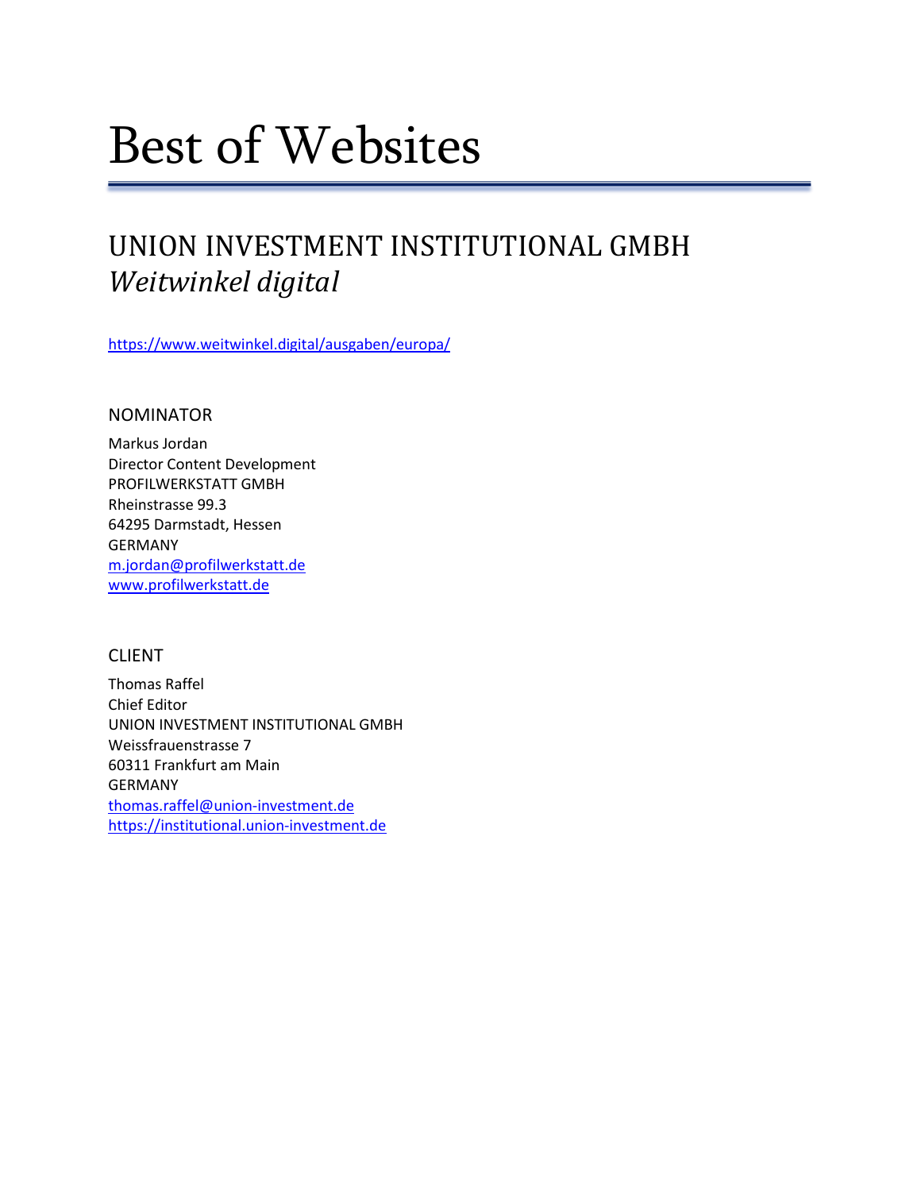# Best of Websites

## UNION INVESTMENT INSTITUTIONAL GMBH
## *Weitwinkel digital*

https://www.weitwinkel.digital/ausgaben/europa/

### NOMINATOR

Markus Jordan
Director Content Development
PROFILWERKSTATT GMBH
Rheinstrasse 99.3
64295 Darmstadt, Hessen
GERMANY
m.jordan@profilwerkstatt.de
www.profilwerkstatt.de

### CLIENT

Thomas Raffel
Chief Editor
UNION INVESTMENT INSTITUTIONAL GMBH
Weissfrauenstrasse 7
60311 Frankfurt am Main
GERMANY
thomas.raffel@union-investment.de
https://institutional.union-investment.de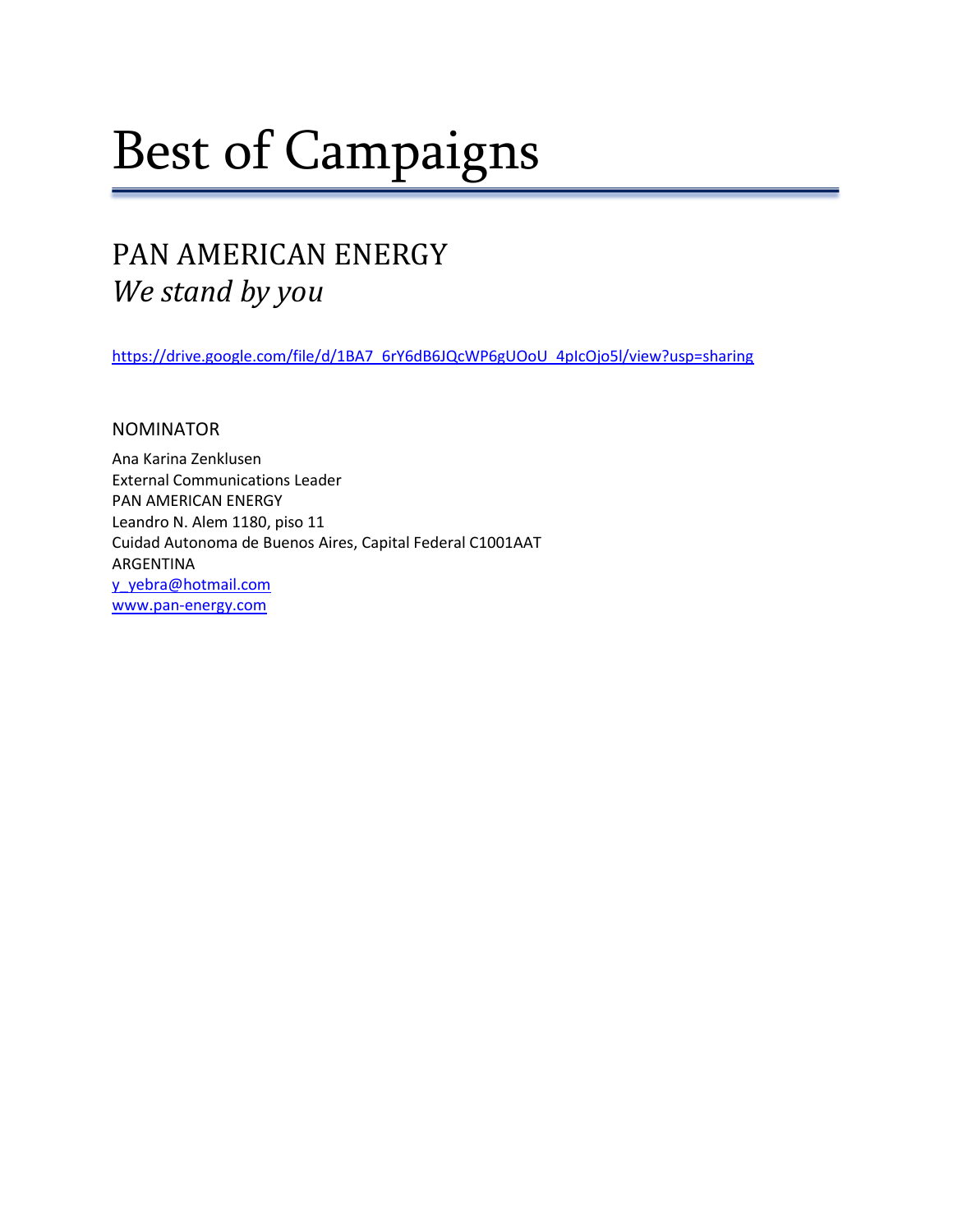# Best of Campaigns

## PAN AMERICAN ENERGY
## *We stand by you*

https://drive.google.com/file/d/1BA7_6rY6dB6JQcWP6gUOoU_4pIcOjo5l/view?usp=sharing

NOMINATOR

Ana Karina Zenklusen
External Communications Leader
PAN AMERICAN ENERGY
Leandro N. Alem 1180, piso 11
Cuidad Autonoma de Buenos Aires, Capital Federal C1001AAT
ARGENTINA
y_yebra@hotmail.com
www.pan-energy.com